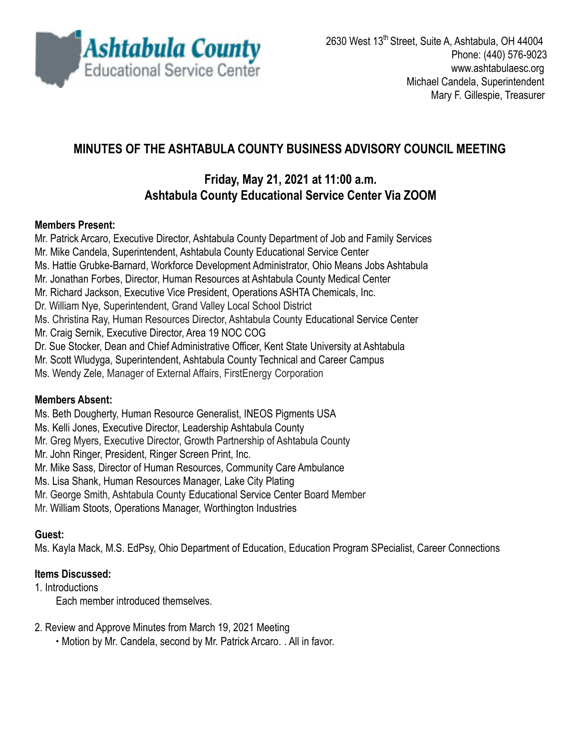Ashtabula County Educational Service Center

2630 West 13th Street, Suite A, Ashtabula, OH 44004
Phone: (440) 576-9023
www.ashtabulaesc.org
Michael Candela, Superintendent
Mary F. Gillespie, Treasurer

# MINUTES OF THE ASHTABULA COUNTY BUSINESS ADVISORY COUNCIL MEETING

## Friday, May 21, 2021 at 11:00 a.m.
## Ashtabula County Educational Service Center Via ZOOM

**Members Present:**

Mr. Patrick Arcaro, Executive Director, Ashtabula County Department of Job and Family Services
Mr. Mike Candela, Superintendent, Ashtabula County Educational Service Center
Ms. Hattie Grubke-Barnard, Workforce Development Administrator, Ohio Means Jobs Ashtabula
Mr. Jonathan Forbes, Director, Human Resources at Ashtabula County Medical Center
Mr. Richard Jackson, Executive Vice President, Operations ASHTA Chemicals, Inc.
Dr. William Nye, Superintendent, Grand Valley Local School District
Ms. Christina Ray, Human Resources Director, Ashtabula County Educational Service Center
Mr. Craig Sernik, Executive Director, Area 19 NOC COG
Dr. Sue Stocker, Dean and Chief Administrative Officer, Kent State University at Ashtabula
Mr. Scott Wludyga, Superintendent, Ashtabula County Technical and Career Campus
Ms. Wendy Zele, Manager of External Affairs, FirstEnergy Corporation

**Members Absent:**

Ms. Beth Dougherty, Human Resource Generalist, INEOS Pigments USA
Ms. Kelli Jones, Executive Director, Leadership Ashtabula County
Mr. Greg Myers, Executive Director, Growth Partnership of Ashtabula County
Mr. John Ringer, President, Ringer Screen Print, Inc.
Mr. Mike Sass, Director of Human Resources, Community Care Ambulance
Ms. Lisa Shank, Human Resources Manager, Lake City Plating
Mr. George Smith, Ashtabula County Educational Service Center Board Member
Mr. William Stoots, Operations Manager, Worthington Industries

**Guest:**

Ms. Kayla Mack, M.S. EdPsy, Ohio Department of Education, Education Program SPecialist, Career Connections

**Items Discussed:**

1. Introductions
   Each member introduced themselves.

2. Review and Approve Minutes from March 19, 2021 Meeting
   - Motion by Mr. Candela, second by Mr. Patrick Arcaro. . All in favor.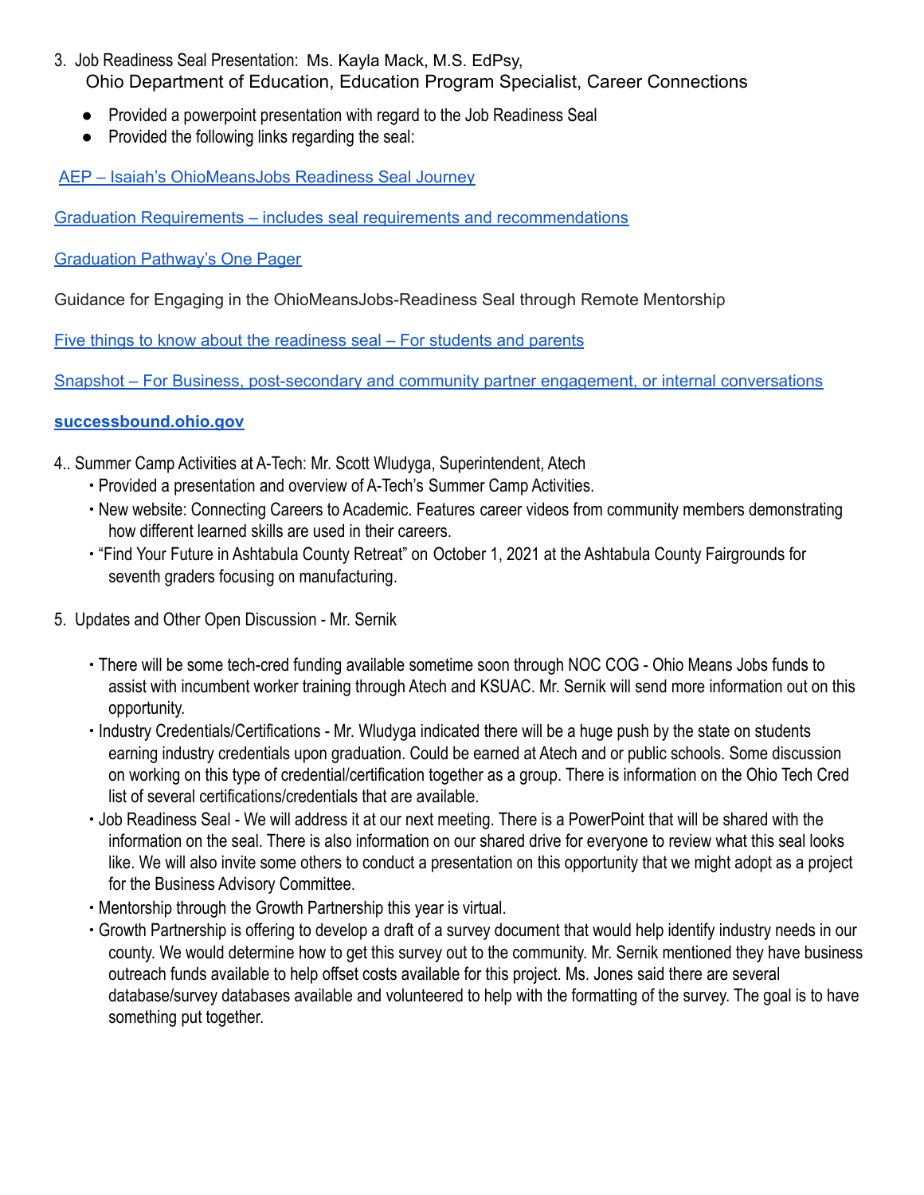3. Job Readiness Seal Presentation: Ms. Kayla Mack, M.S. EdPsy,
   Ohio Department of Education, Education Program Specialist, Career Connections

   - Provided a powerpoint presentation with regard to the Job Readiness Seal
   - Provided the following links regarding the seal:

AEP – Isaiah's OhioMeansJobs Readiness Seal Journey

Graduation Requirements – includes seal requirements and recommendations

Graduation Pathway's One Pager

Guidance for Engaging in the OhioMeansJobs-Readiness Seal through Remote Mentorship

Five things to know about the readiness seal – For students and parents

Snapshot – For Business, post-secondary and community partner engagement, or internal conversations

**successbound.ohio.gov**

4.. Summer Camp Activities at A-Tech: Mr. Scott Wludyga, Superintendent, Atech
   - Provided a presentation and overview of A-Tech's Summer Camp Activities.
   - New website: Connecting Careers to Academic. Features career videos from community members demonstrating how different learned skills are used in their careers.
   - "Find Your Future in Ashtabula County Retreat" on October 1, 2021 at the Ashtabula County Fairgrounds for seventh graders focusing on manufacturing.

5. Updates and Other Open Discussion - Mr. Sernik

   - There will be some tech-cred funding available sometime soon through NOC COG - Ohio Means Jobs funds to assist with incumbent worker training through Atech and KSUAC. Mr. Sernik will send more information out on this opportunity.
   - Industry Credentials/Certifications - Mr. Wludyga indicated there will be a huge push by the state on students earning industry credentials upon graduation. Could be earned at Atech and or public schools. Some discussion on working on this type of credential/certification together as a group. There is information on the Ohio Tech Cred list of several certifications/credentials that are available.
   - Job Readiness Seal - We will address it at our next meeting. There is a PowerPoint that will be shared with the information on the seal. There is also information on our shared drive for everyone to review what this seal looks like. We will also invite some others to conduct a presentation on this opportunity that we might adopt as a project for the Business Advisory Committee.
   - Mentorship through the Growth Partnership this year is virtual.
   - Growth Partnership is offering to develop a draft of a survey document that would help identify industry needs in our county. We would determine how to get this survey out to the community. Mr. Sernik mentioned they have business outreach funds available to help offset costs available for this project. Ms. Jones said there are several database/survey databases available and volunteered to help with the formatting of the survey. The goal is to have something put together.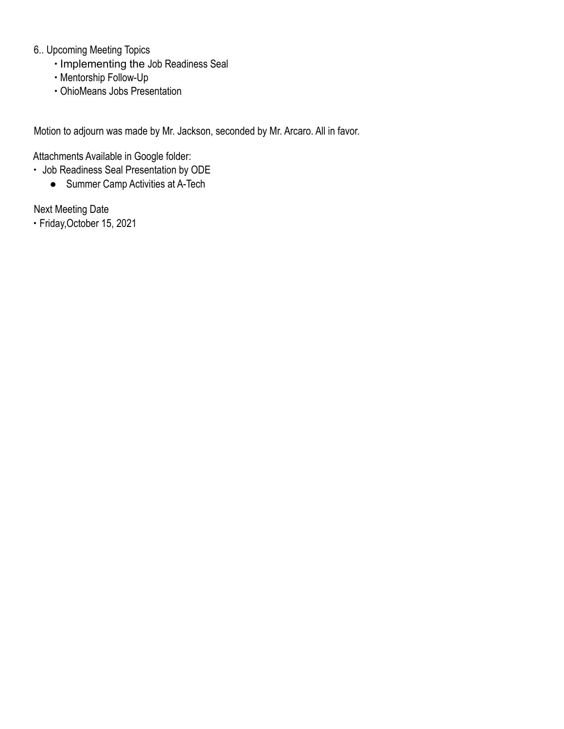6.. Upcoming Meeting Topics

- Implementing the Job Readiness Seal
- Mentorship Follow-Up
- OhioMeans Jobs Presentation

Motion to adjourn was made by Mr. Jackson, seconded by Mr. Arcaro. All in favor.

Attachments Available in Google folder:

- Job Readiness Seal Presentation by ODE
    - Summer Camp Activities at A-Tech

Next Meeting Date

- Friday,October 15, 2021